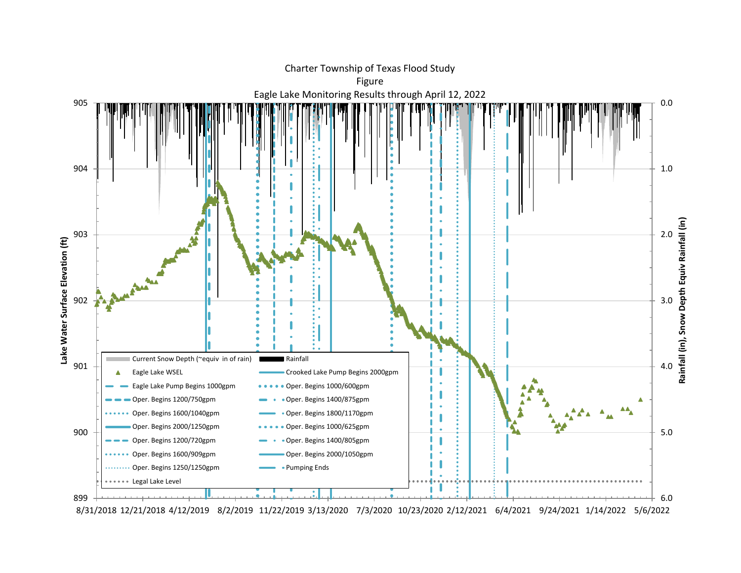Charter Township of Texas Flood Study

Figure

Eagle Lake Monitoring Results through April 12, 2022

Lake Water Surface Elevation (ft)

Rainfall (in), Snow Depth Equiv Rainfall (in)

905
904
903
902
901
900
899

0.0
1.0
2.0
3.0
4.0
5.0
6.0

8/31/2018 12/21/2018 4/12/2019 8/2/2019 11/22/2019 3/13/2020 7/3/2020 10/23/2020 2/12/2021 6/4/2021 9/24/2021 1/14/2022 5/6/2022

- Current Snow Depth (~equiv in of rain)
- Rainfall
- Eagle Lake WSEL
- Crooked Lake Pump Begins 2000gpm
- Eagle Lake Pump Begins 1000gpm
- Oper. Begins 1000/600gpm
- Oper. Begins 1200/750gpm
- Oper. Begins 1400/875gpm
- Oper. Begins 1600/1040gpm
- Oper. Begins 1800/1170gpm
- Oper. Begins 2000/1250gpm
- Oper. Begins 1000/625gpm
- Oper. Begins 1200/720gpm
- Oper. Begins 1400/805gpm
- Oper. Begins 1600/909gpm
- Oper. Begins 2000/1050gpm
- Oper. Begins 1250/1250gpm
- Pumping Ends
- Legal Lake Level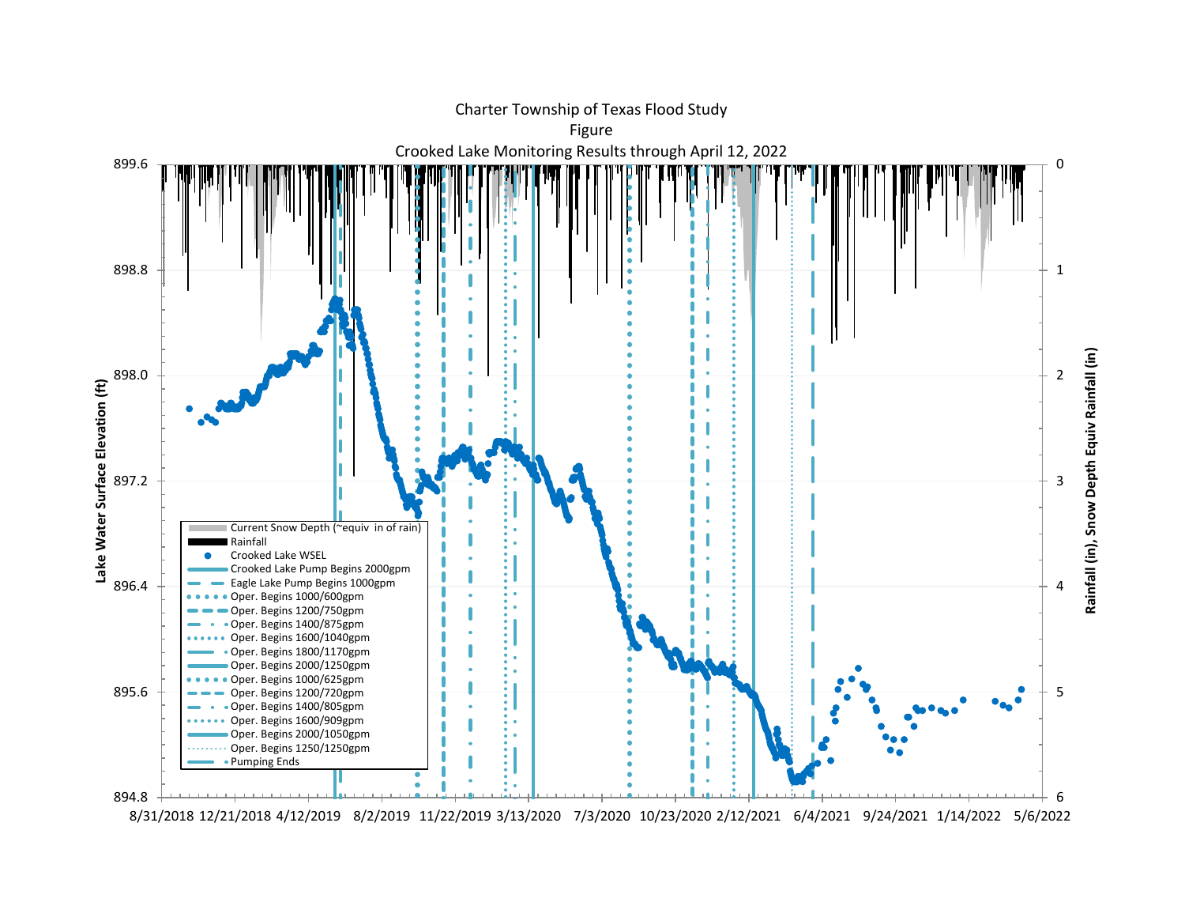Charter Township of Texas Flood Study

Figure

Crooked Lake Monitoring Results through April 12, 2022

Lake Water Surface Elevation (ft)

899.6
898.8
898.0
897.2
896.4
895.6
894.8

Rainfall (in), Snow Depth Equiv Rainfall (in)

0
1
2
3
4
5
6

8/31/2018 12/21/2018 4/12/2019 8/2/2019 11/22/2019 3/13/2020 7/3/2020 10/23/2020 2/12/2021 6/4/2021 9/24/2021 1/14/2022 5/6/2022

- Current Snow Depth (~equiv in of rain)
- Rainfall
- Crooked Lake WSEL
- Crooked Lake Pump Begins 2000gpm
- Eagle Lake Pump Begins 1000gpm
- Oper. Begins 1000/600gpm
- Oper. Begins 1200/750gpm
- Oper. Begins 1400/875gpm
- Oper. Begins 1600/1040gpm
- Oper. Begins 1800/1170gpm
- Oper. Begins 2000/1250gpm
- Oper. Begins 1000/625gpm
- Oper. Begins 1200/720gpm
- Oper. Begins 1400/805gpm
- Oper. Begins 1600/909gpm
- Oper. Begins 2000/1050gpm
- Oper. Begins 1250/1250gpm
- Pumping Ends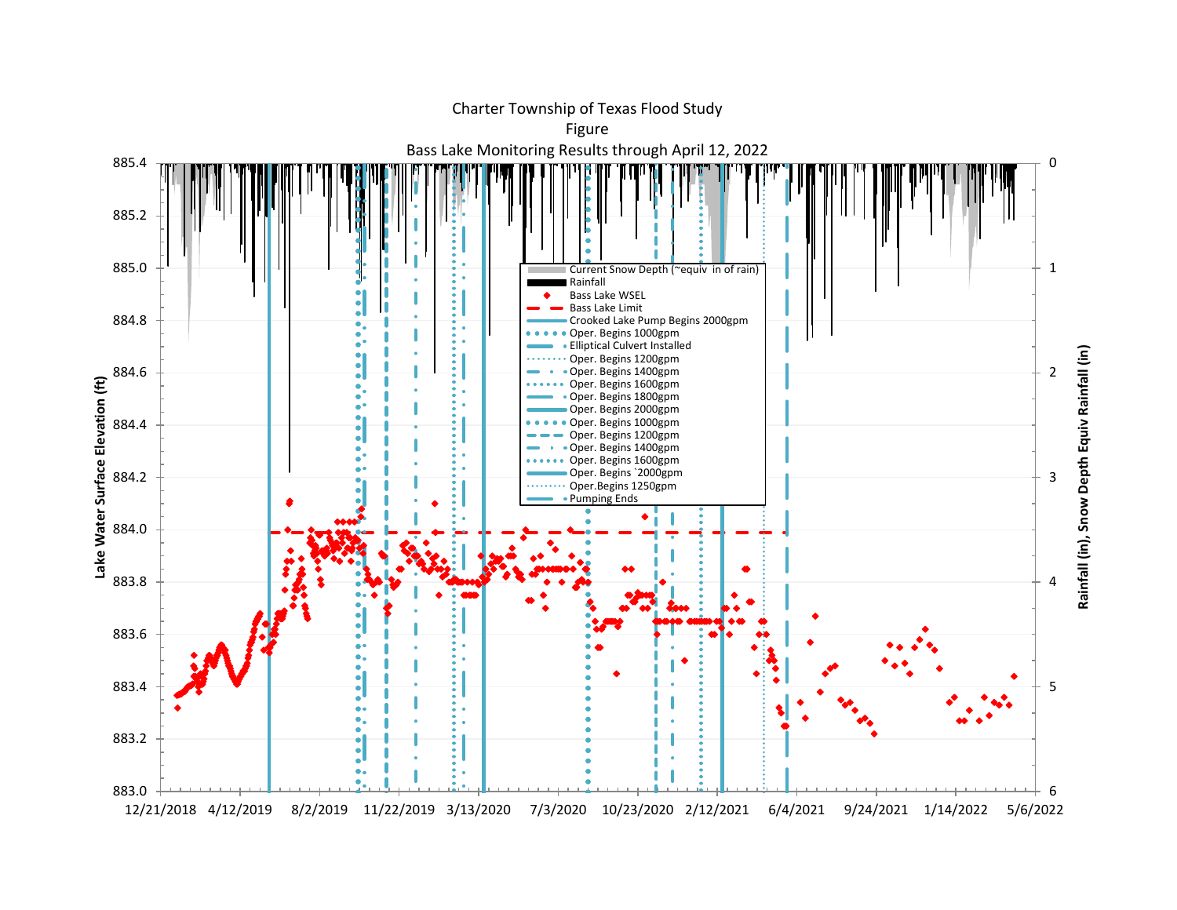Charter Township of Texas Flood Study

Figure

Bass Lake Monitoring Results through April 12, 2022

Lake Water Surface Elevation (ft)

Rainfall (in), Snow Depth Equiv Rainfall (in)

- Current Snow Depth (~equiv in of rain)
- Rainfall
- Bass Lake WSEL
- Bass Lake Limit
- Crooked Lake Pump Begins 2000gpm
- Oper. Begins 1000gpm
- Elliptical Culvert Installed
- Oper. Begins 1200gpm
- Oper. Begins 1400gpm
- Oper. Begins 1600gpm
- Oper. Begins 1800gpm
- Oper. Begins 2000gpm
- Oper. Begins 1000gpm
- Oper. Begins 1200gpm
- Oper. Begins 1400gpm
- Oper. Begins 1600gpm
- Oper. Begins `2000gpm
- Oper.Begins 1250gpm
- Pumping Ends

Left axis: 883.0, 883.2, 883.4, 883.6, 883.8, 884.0, 884.2, 884.4, 884.6, 884.8, 885.0, 885.2, 885.4

Right axis: 0, 1, 2, 3, 4, 5, 6

Horizontal axis: 12/21/2018, 4/12/2019, 8/2/2019, 11/22/2019, 3/13/2020, 7/3/2020, 10/23/2020, 2/12/2021, 6/4/2021, 9/24/2021, 1/14/2022, 5/6/2022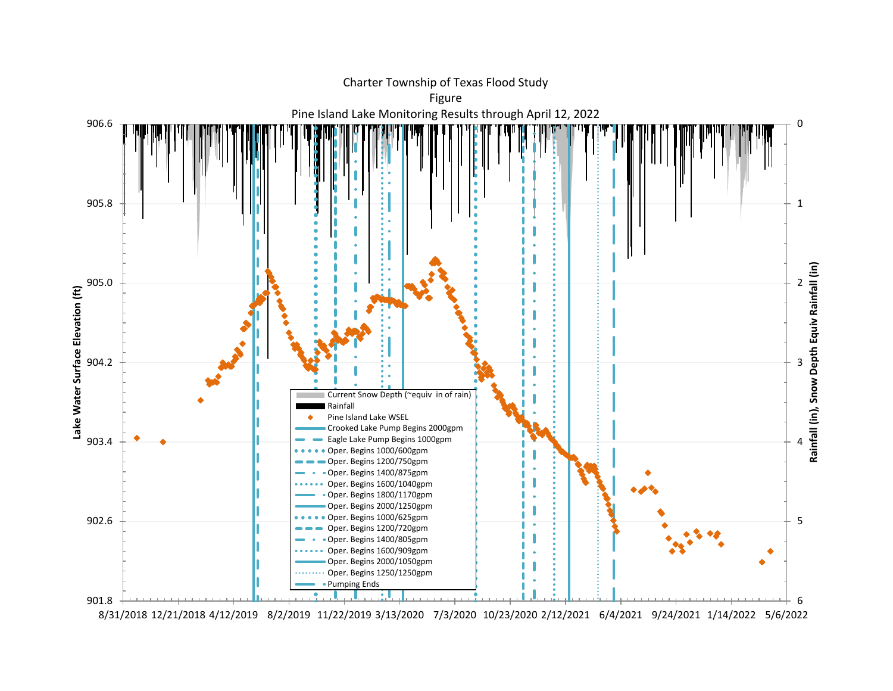Charter Township of Texas Flood Study

Figure

Pine Island Lake Monitoring Results through April 12, 2022

Lake Water Surface Elevation (ft)

Rainfall (in), Snow Depth Equiv Rainfall (in)

906.6
905.8
905.0
904.2
903.4
902.6
901.8

0
1
2
3
4
5
6

8/31/2018 12/21/2018 4/12/2019 8/2/2019 11/22/2019 3/13/2020 7/3/2020 10/23/2020 2/12/2021 6/4/2021 9/24/2021 1/14/2022 5/6/2022

- Current Snow Depth (~equiv in of rain)
- Rainfall
- Pine Island Lake WSEL
- Crooked Lake Pump Begins 2000gpm
- Eagle Lake Pump Begins 1000gpm
- Oper. Begins 1000/600gpm
- Oper. Begins 1200/750gpm
- Oper. Begins 1400/875gpm
- Oper. Begins 1600/1040gpm
- Oper. Begins 1800/1170gpm
- Oper. Begins 2000/1250gpm
- Oper. Begins 1000/625gpm
- Oper. Begins 1200/720gpm
- Oper. Begins 1400/805gpm
- Oper. Begins 1600/909gpm
- Oper. Begins 2000/1050gpm
- Oper. Begins 1250/1250gpm
- Pumping Ends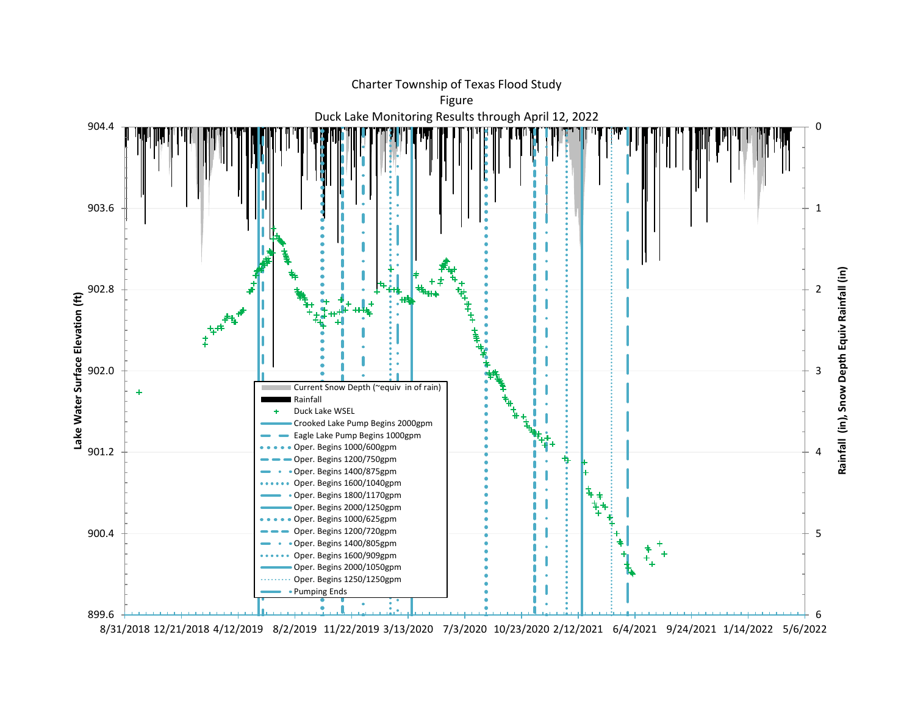Charter Township of Texas Flood Study

Figure

Duck Lake Monitoring Results through April 12, 2022

Lake Water Surface Elevation (ft)

Rainfall (in), Snow Depth Equiv Rainfall (in)

904.4, 903.6, 902.8, 902.0, 901.2, 900.4, 899.6

0, 1, 2, 3, 4, 5, 6

8/31/2018, 12/21/2018, 4/12/2019, 8/2/2019, 11/22/2019, 3/13/2020, 7/3/2020, 10/23/2020, 2/12/2021, 6/4/2021, 9/24/2021, 1/14/2022, 5/6/2022

- Current Snow Depth (~equiv in of rain)
- Rainfall
- Duck Lake WSEL
- Crooked Lake Pump Begins 2000gpm
- Eagle Lake Pump Begins 1000gpm
- Oper. Begins 1000/600gpm
- Oper. Begins 1200/750gpm
- Oper. Begins 1400/875gpm
- Oper. Begins 1600/1040gpm
- Oper. Begins 1800/1170gpm
- Oper. Begins 2000/1250gpm
- Oper. Begins 1000/625gpm
- Oper. Begins 1200/720gpm
- Oper. Begins 1400/805gpm
- Oper. Begins 1600/909gpm
- Oper. Begins 2000/1050gpm
- Oper. Begins 1250/1250gpm
- Pumping Ends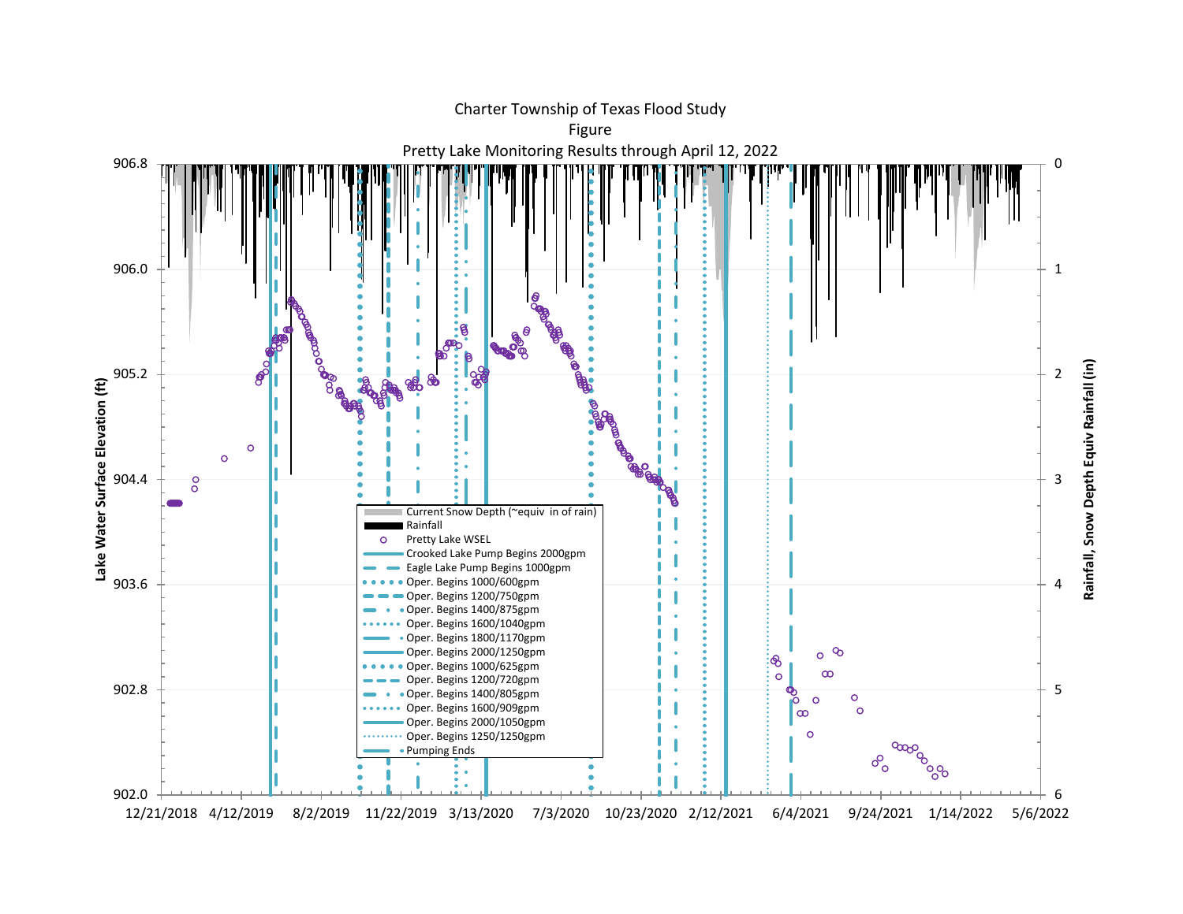Charter Township of Texas Flood Study

Figure

Pretty Lake Monitoring Results through April 12, 2022

Lake Water Surface Elevation (ft)

Rainfall, Snow Depth Equiv Rainfall (in)

906.8, 906.0, 905.2, 904.4, 903.6, 902.8, 902.0

0, 1, 2, 3, 4, 5, 6

12/21/2018, 4/12/2019, 8/2/2019, 11/22/2019, 3/13/2020, 7/3/2020, 10/23/2020, 2/12/2021, 6/4/2021, 9/24/2021, 1/14/2022, 5/6/2022

- Current Snow Depth (~equiv in of rain)
- Rainfall
- Pretty Lake WSEL
- Crooked Lake Pump Begins 2000gpm
- Eagle Lake Pump Begins 1000gpm
- Oper. Begins 1000/600gpm
- Oper. Begins 1200/750gpm
- Oper. Begins 1400/875gpm
- Oper. Begins 1600/1040gpm
- Oper. Begins 1800/1170gpm
- Oper. Begins 2000/1250gpm
- Oper. Begins 1000/625gpm
- Oper. Begins 1200/720gpm
- Oper. Begins 1400/805gpm
- Oper. Begins 1600/909gpm
- Oper. Begins 2000/1050gpm
- Oper. Begins 1250/1250gpm
- Pumping Ends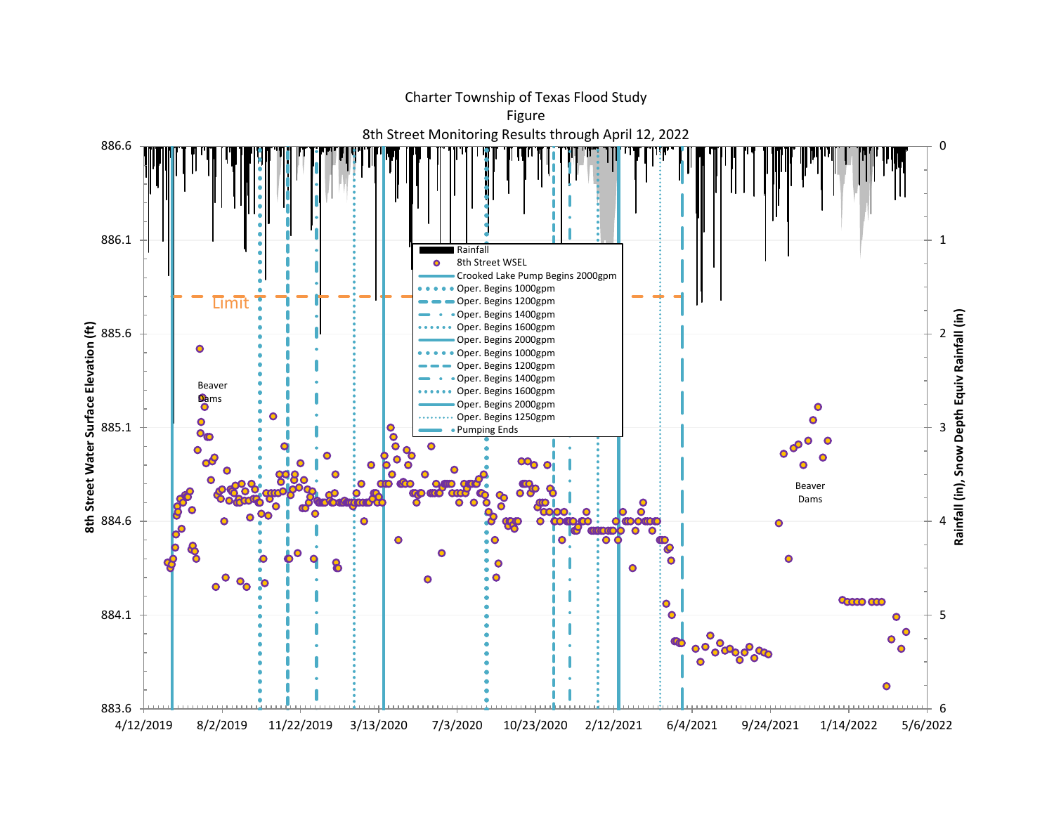Charter Township of Texas Flood Study

Figure

8th Street Monitoring Results through April 12, 2022

8th Street Water Surface Elevation (ft)

Rainfall (in), Snow Depth Equiv Rainfall (in)

- Rainfall
- 8th Street WSEL
- Crooked Lake Pump Begins 2000gpm
- Oper. Begins 1000gpm
- Oper. Begins 1200gpm
- Oper. Begins 1400gpm
- Oper. Begins 1600gpm
- Oper. Begins 2000gpm
- Oper. Begins 1000gpm
- Oper. Begins 1200gpm
- Oper. Begins 1400gpm
- Oper. Begins 1600gpm
- Oper. Begins 2000gpm
- Oper. Begins 1250gpm
- Pumping Ends

Limit

Beaver Dams

Beaver Dams

886.6, 886.1, 885.6, 885.1, 884.6, 884.1, 883.6

0, 1, 2, 3, 4, 5, 6

4/12/2019, 8/2/2019, 11/22/2019, 3/13/2020, 7/3/2020, 10/23/2020, 2/12/2021, 6/4/2021, 9/24/2021, 1/14/2022, 5/6/2022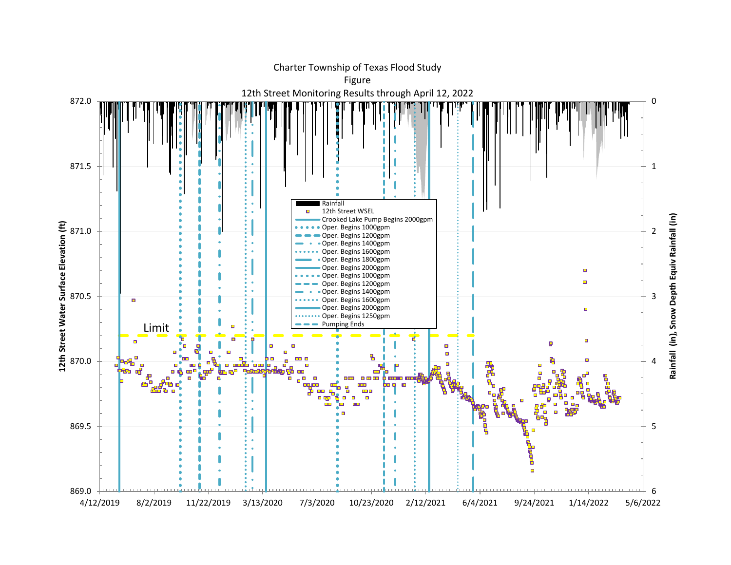Charter Township of Texas Flood Study

Figure

12th Street Monitoring Results through April 12, 2022

872.0

871.5

871.0

870.5

870.0

869.5

869.0

12th Street Water Surface Elevation (ft)

Rainfall (in), Snow Depth Equiv Rainfall (in)

0

1

2

3

4

5

6

Limit

- Rainfall
- 12th Street WSEL
- Crooked Lake Pump Begins 2000gpm
- Oper. Begins 1000gpm
- Oper. Begins 1200gpm
- Oper. Begins 1400gpm
- Oper. Begins 1600gpm
- Oper. Begins 1800gpm
- Oper. Begins 2000gpm
- Oper. Begins 1000gpm
- Oper. Begins 1200gpm
- Oper. Begins 1400gpm
- Oper. Begins 1600gpm
- Oper. Begins 2000gpm
- Oper. Begins 1250gpm
- Pumping Ends

4/12/2019 8/2/2019 11/22/2019 3/13/2020 7/3/2020 10/23/2020 2/12/2021 6/4/2021 9/24/2021 1/14/2022 5/6/2022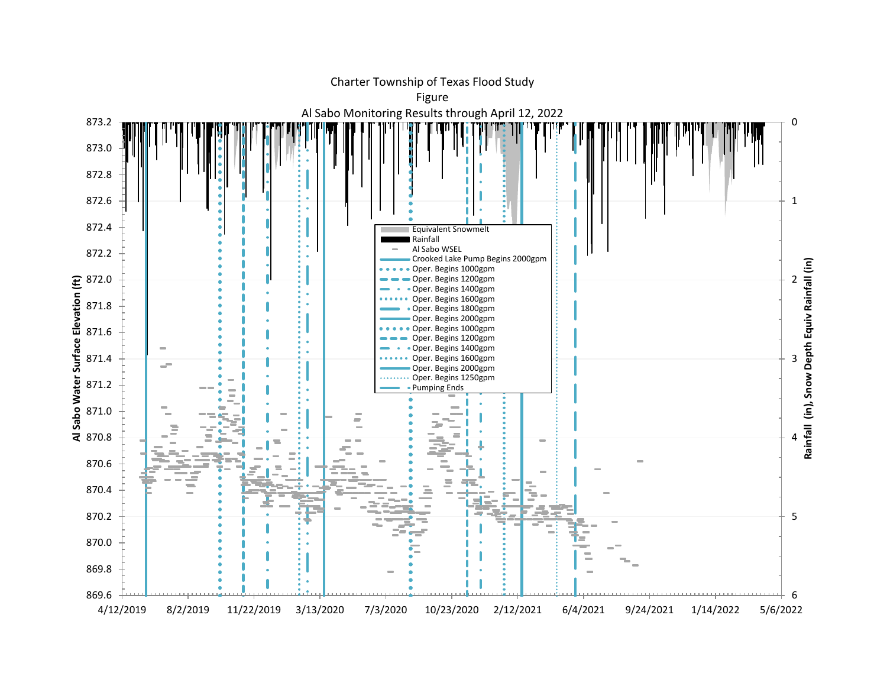Charter Township of Texas Flood Study

Figure

Al Sabo Monitoring Results through April 12, 2022

Al Sabo Water Surface Elevation (ft)

873.2
873.0
872.8
872.6
872.4
872.2
872.0
871.8
871.6
871.4
871.2
871.0
870.8
870.6
870.4
870.2
870.0
869.8
869.6

Rainfall (in), Snow Depth Equiv Rainfall (in)

0
1
2
3
4
5
6

4/12/2019
8/2/2019
11/22/2019
3/13/2020
7/3/2020
10/23/2020
2/12/2021
6/4/2021
9/24/2021
1/14/2022
5/6/2022

Equivalent Snowmelt

Rainfall

Al Sabo WSEL

Crooked Lake Pump Begins 2000gpm

Oper. Begins 1000gpm

Oper. Begins 1200gpm

Oper. Begins 1400gpm

Oper. Begins 1600gpm

Oper. Begins 1800gpm

Oper. Begins 2000gpm

Oper. Begins 1000gpm

Oper. Begins 1200gpm

Oper. Begins 1400gpm

Oper. Begins 1600gpm

Oper. Begins 2000gpm

Oper. Begins 1250gpm

Pumping Ends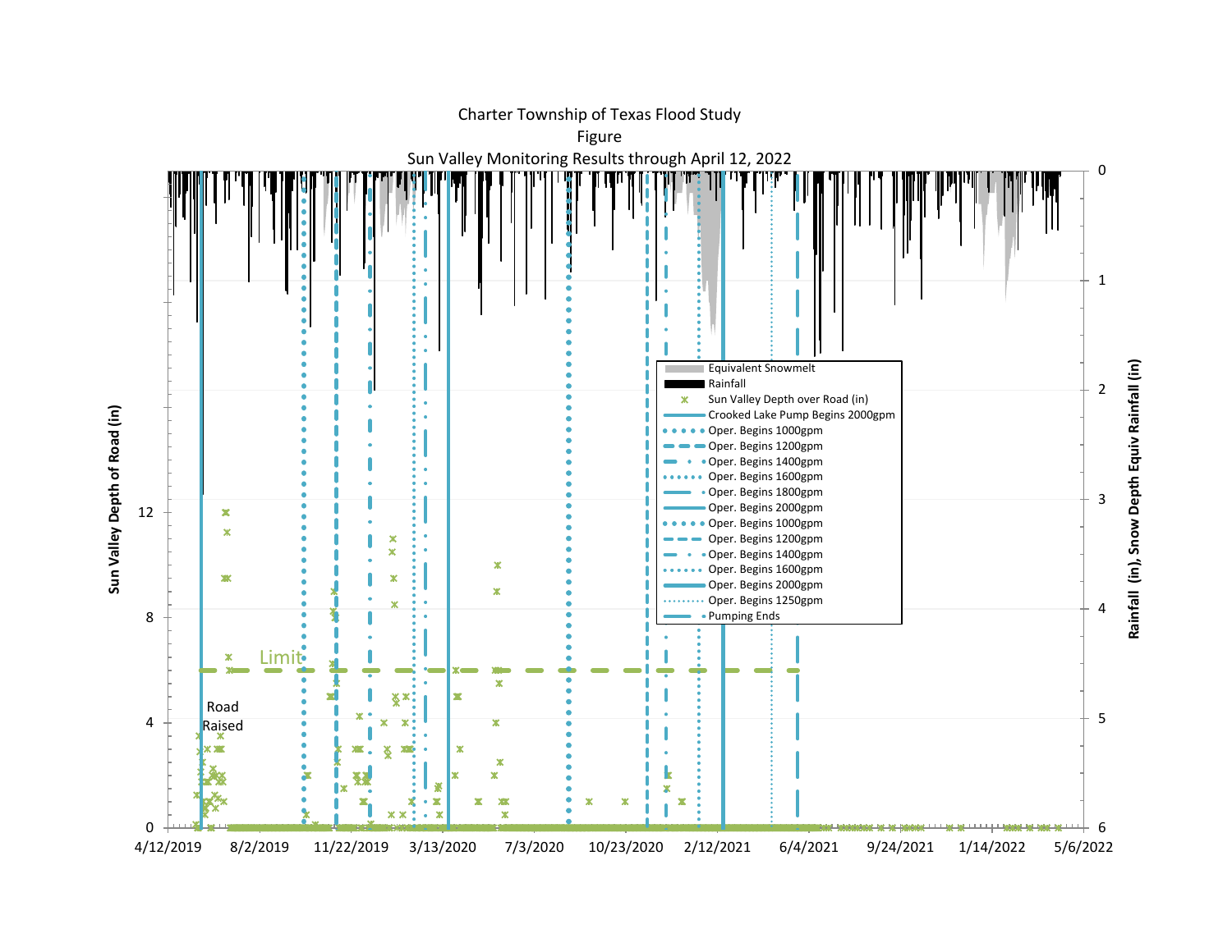Charter Township of Texas Flood Study

Figure

Sun Valley Monitoring Results through April 12, 2022

Sun Valley Depth of Road (in)

Rainfall (in), Snow Depth Equiv Rainfall (in)

Road Raised

Limit

- Equivalent Snowmelt
- Rainfall
- Sun Valley Depth over Road (in)
- Crooked Lake Pump Begins 2000gpm
- Oper. Begins 1000gpm
- Oper. Begins 1200gpm
- Oper. Begins 1400gpm
- Oper. Begins 1600gpm
- Oper. Begins 1800gpm
- Oper. Begins 2000gpm
- Oper. Begins 1000gpm
- Oper. Begins 1200gpm
- Oper. Begins 1400gpm
- Oper. Begins 1600gpm
- Oper. Begins 2000gpm
- Oper. Begins 1250gpm
- Pumping Ends

4/12/2019 | 8/2/2019 | 11/22/2019 | 3/13/2020 | 7/3/2020 | 10/23/2020 | 2/12/2021 | 6/4/2021 | 9/24/2021 | 1/14/2022 | 5/6/2022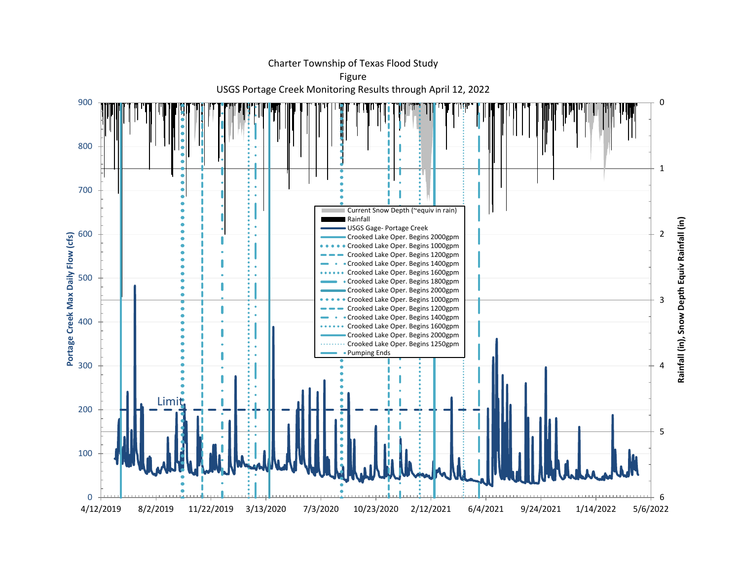Charter Township of Texas Flood Study

Figure

USGS Portage Creek Monitoring Results through April 12, 2022

Portage Creek Max Daily Flow (cfs)

Rainfall (in), Snow Depth Equiv Rainfall (in)

Limit

- Current Snow Depth (~equiv in rain)
- Rainfall
- USGS Gage- Portage Creek
- Crooked Lake Oper. Begins 2000gpm
- Crooked Lake Oper. Begins 1000gpm
- Crooked Lake Oper. Begins 1200gpm
- Crooked Lake Oper. Begins 1400gpm
- Crooked Lake Oper. Begins 1600gpm
- Crooked Lake Oper. Begins 1800gpm
- Crooked Lake Oper. Begins 2000gpm
- Crooked Lake Oper. Begins 1000gpm
- Crooked Lake Oper. Begins 1200gpm
- Crooked Lake Oper. Begins 1400gpm
- Crooked Lake Oper. Begins 1600gpm
- Crooked Lake Oper. Begins 2000gpm
- Crooked Lake Oper. Begins 1250gpm
- Pumping Ends

4/12/2019 8/2/2019 11/22/2019 3/13/2020 7/3/2020 10/23/2020 2/12/2021 6/4/2021 9/24/2021 1/14/2022 5/6/2022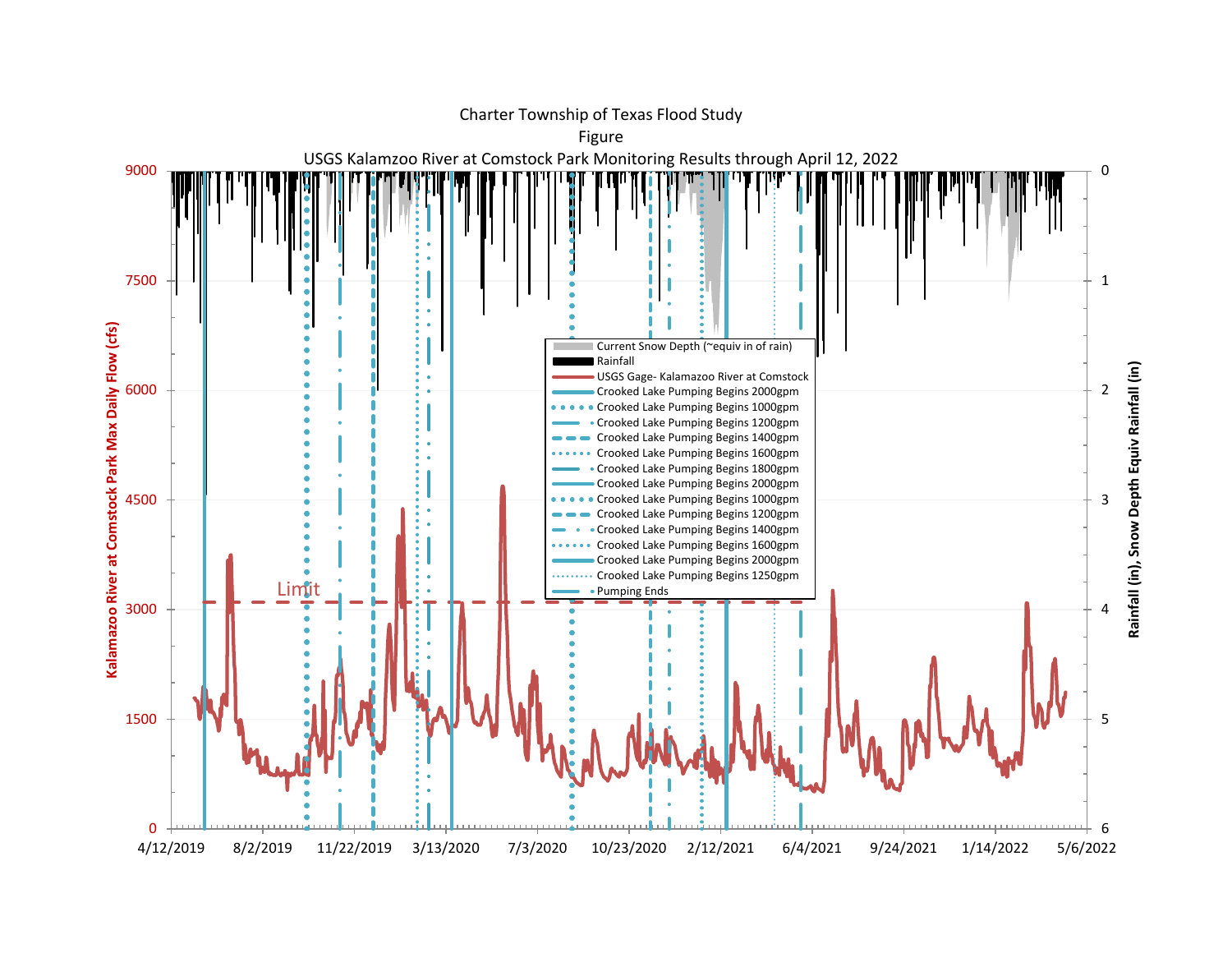Charter Township of Texas Flood Study

Figure

USGS Kalamazoo River at Comstock Park Monitoring Results through April 12, 2022

Kalamazoo River at Comstock Park Max Daily Flow (cfs)

Rainfall (in), Snow Depth Equiv Rainfall (in)

- Current Snow Depth (~equiv in of rain)
- Rainfall
- USGS Gage- Kalamazoo River at Comstock
- Crooked Lake Pumping Begins 2000gpm
- Crooked Lake Pumping Begins 1000gpm
- Crooked Lake Pumping Begins 1200gpm
- Crooked Lake Pumping Begins 1400gpm
- Crooked Lake Pumping Begins 1600gpm
- Crooked Lake Pumping Begins 1800gpm
- Crooked Lake Pumping Begins 2000gpm
- Crooked Lake Pumping Begins 1000gpm
- Crooked Lake Pumping Begins 1200gpm
- Crooked Lake Pumping Begins 1400gpm
- Crooked Lake Pumping Begins 1600gpm
- Crooked Lake Pumping Begins 2000gpm
- Crooked Lake Pumping Begins 1250gpm
- Pumping Ends

Limit

4/12/2019 8/2/2019 11/22/2019 3/13/2020 7/3/2020 10/23/2020 2/12/2021 6/4/2021 9/24/2021 1/14/2022 5/6/2022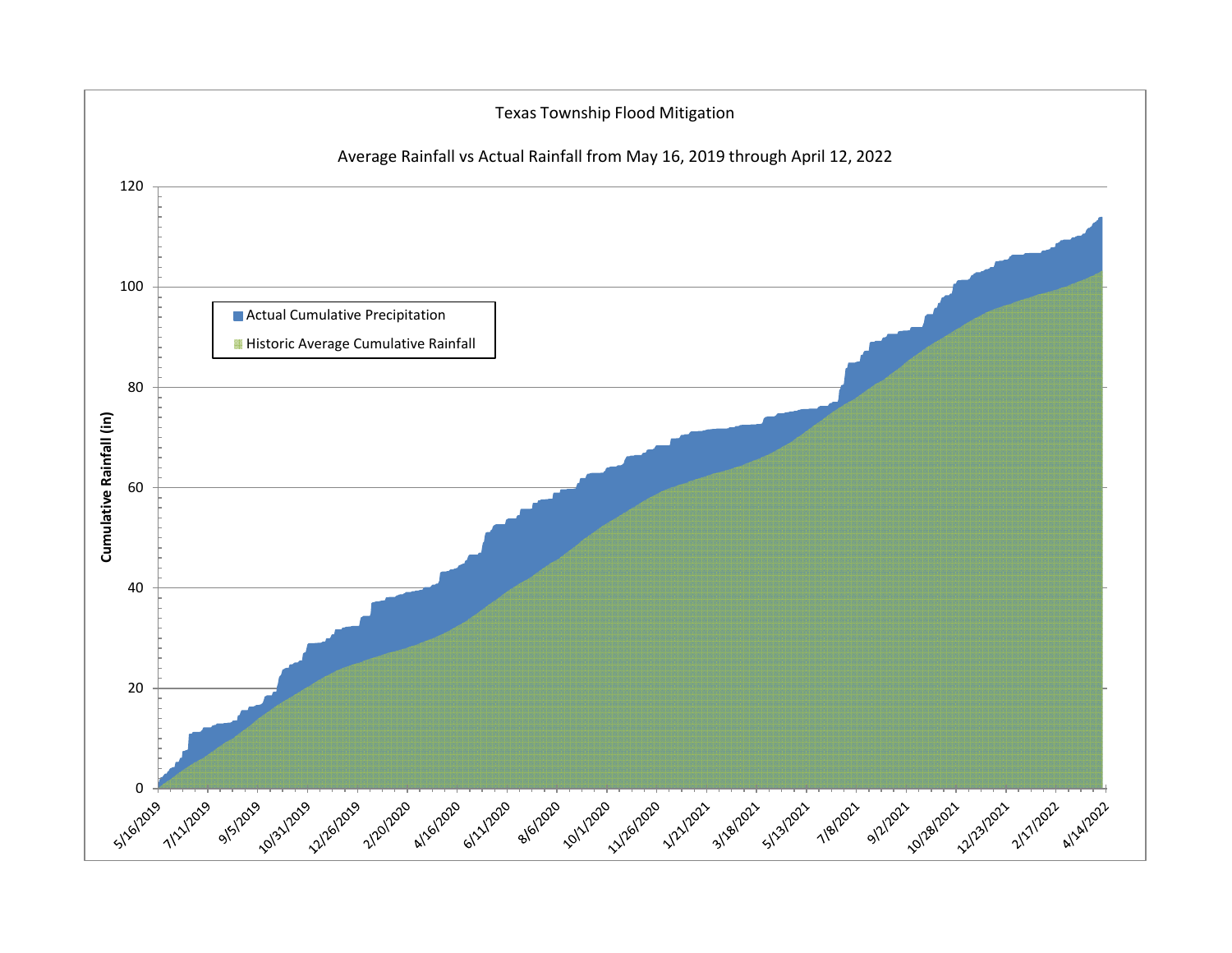Texas Township Flood Mitigation

Average Rainfall vs Actual Rainfall from May 16, 2019 through April 12, 2022

- Actual Cumulative Precipitation
- Historic Average Cumulative Rainfall

Cumulative Rainfall (in)

0, 20, 40, 60, 80, 100, 120

5/16/2019, 7/11/2019, 9/5/2019, 10/31/2019, 12/26/2019, 2/20/2020, 4/16/2020, 6/11/2020, 8/6/2020, 10/1/2020, 11/26/2020, 1/21/2021, 3/18/2021, 5/13/2021, 7/8/2021, 9/2/2021, 10/28/2021, 12/23/2021, 2/17/2022, 4/14/2022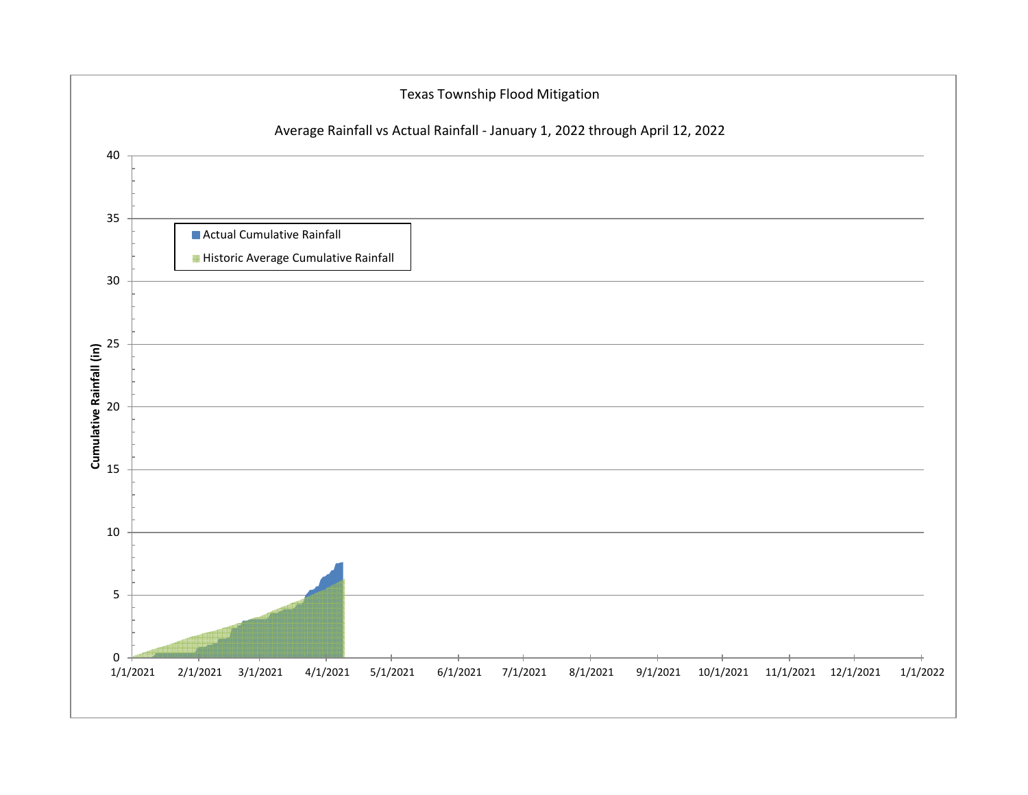Texas Township Flood Mitigation

Average Rainfall vs Actual Rainfall - January 1, 2022 through April 12, 2022

Cumulative Rainfall (in)

40
35
30
25
20
15
10
5
0

- Actual Cumulative Rainfall
- Historic Average Cumulative Rainfall

1/1/2021 2/1/2021 3/1/2021 4/1/2021 5/1/2021 6/1/2021 7/1/2021 8/1/2021 9/1/2021 10/1/2021 11/1/2021 12/1/2021 1/1/2022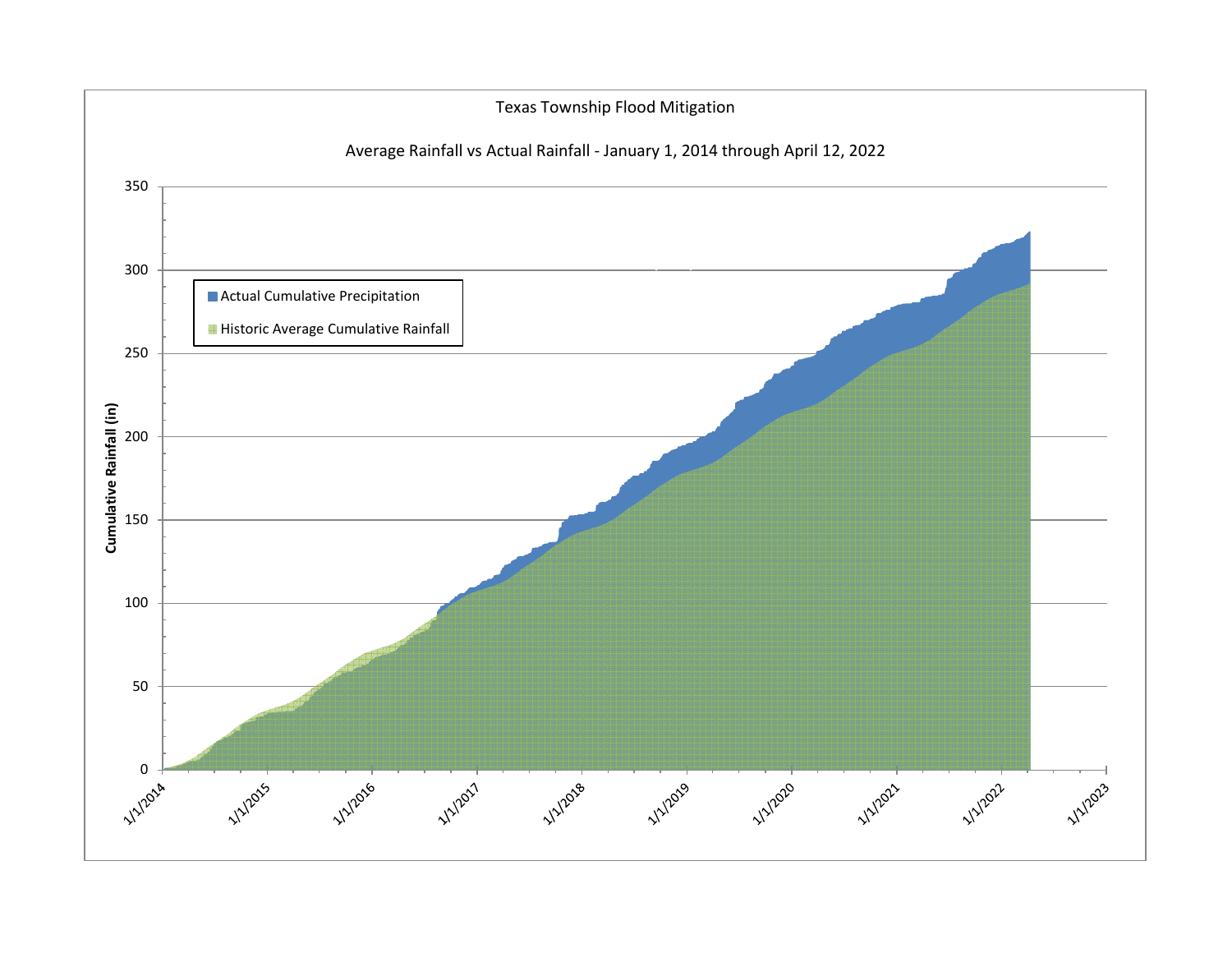Texas Township Flood Mitigation

Average Rainfall vs Actual Rainfall - January 1, 2014 through April 12, 2022

- Actual Cumulative Precipitation
- Historic Average Cumulative Rainfall

Cumulative Rainfall (in)

350, 300, 250, 200, 150, 100, 50, 0

1/1/2014, 1/1/2015, 1/1/2016, 1/1/2017, 1/1/2018, 1/1/2019, 1/1/2020, 1/1/2021, 1/1/2022, 1/1/2023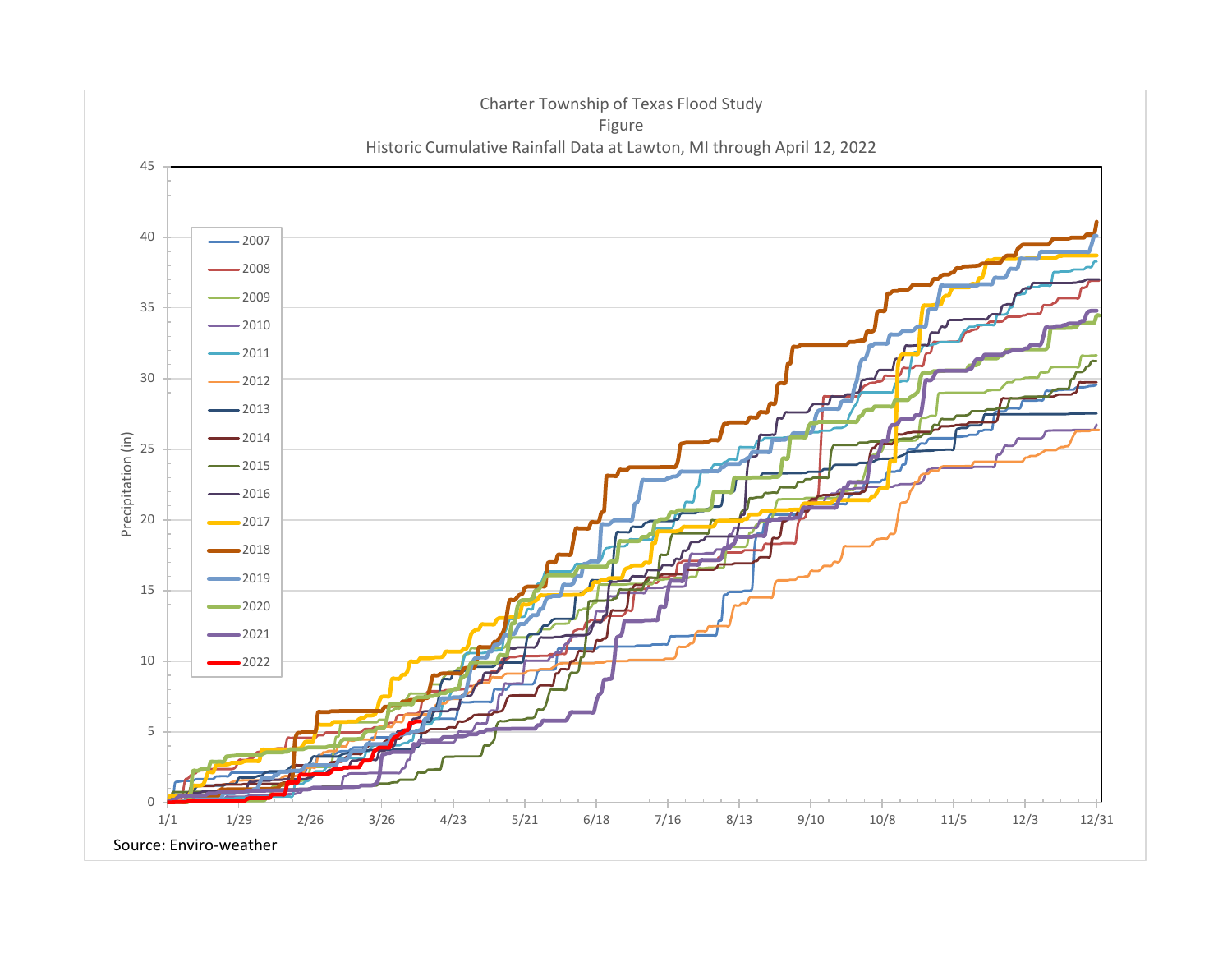Charter Township of Texas Flood Study

Figure

Historic Cumulative Rainfall Data at Lawton, MI through April 12, 2022

Source: Enviro-weather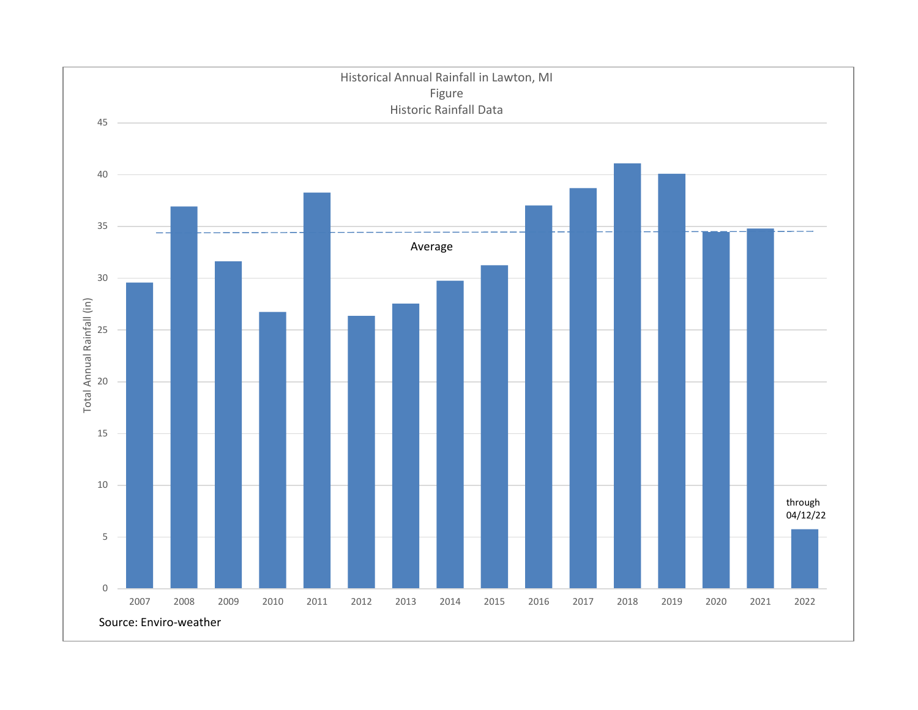Historical Annual Rainfall in Lawton, MI

Figure

Historic Rainfall Data

Total Annual Rainfall (in)

45
40
35
30
25
20
15
10
5
0

Average

through 04/12/22

2007 2008 2009 2010 2011 2012 2013 2014 2015 2016 2017 2018 2019 2020 2021 2022

Source: Enviro-weather